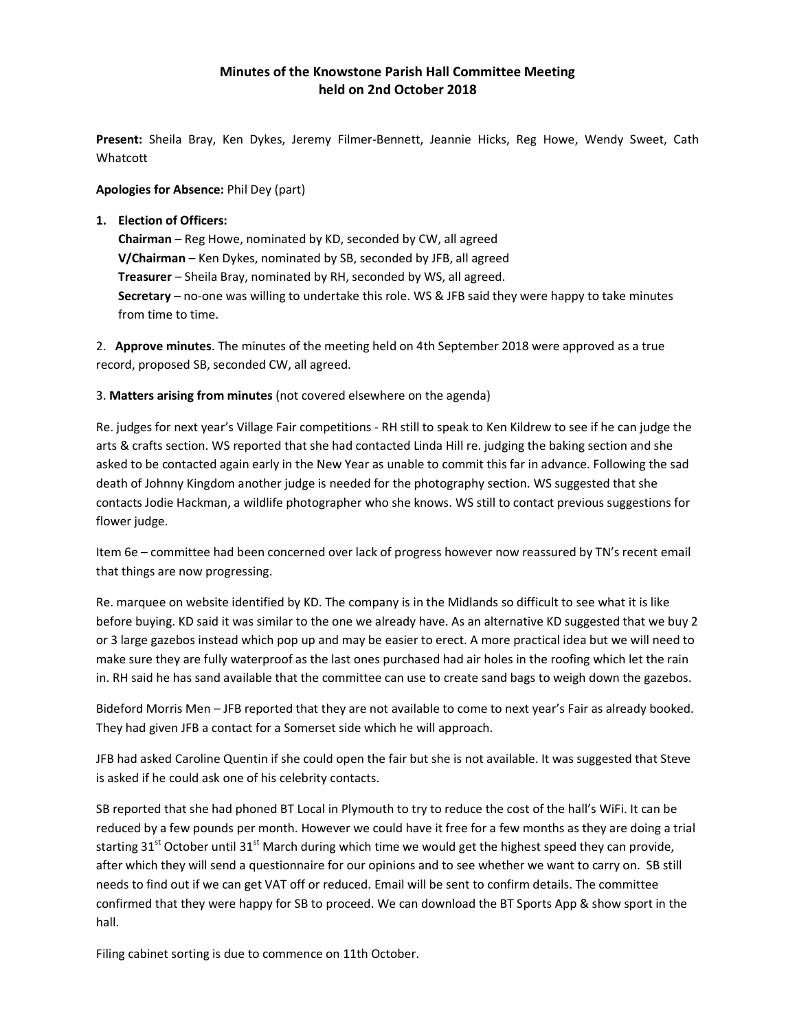# Minutes of the Knowstone Parish Hall Committee Meeting held on 2nd October 2018

**Present:** Sheila Bray, Ken Dykes, Jeremy Filmer-Bennett, Jeannie Hicks, Reg Howe, Wendy Sweet, Cath Whatcott

**Apologies for Absence:** Phil Dey (part)

1. **Election of Officers:**
   **Chairman** – Reg Howe, nominated by KD, seconded by CW, all agreed
   **V/Chairman** – Ken Dykes, nominated by SB, seconded by JFB, all agreed
   **Treasurer** – Sheila Bray, nominated by RH, seconded by WS, all agreed.
   **Secretary** – no-one was willing to undertake this role. WS & JFB said they were happy to take minutes from time to time.

2. **Approve minutes**. The minutes of the meeting held on 4th September 2018 were approved as a true record, proposed SB, seconded CW, all agreed.

3. **Matters arising from minutes** (not covered elsewhere on the agenda)

Re. judges for next year's Village Fair competitions - RH still to speak to Ken Kildrew to see if he can judge the arts & crafts section. WS reported that she had contacted Linda Hill re. judging the baking section and she asked to be contacted again early in the New Year as unable to commit this far in advance. Following the sad death of Johnny Kingdom another judge is needed for the photography section. WS suggested that she contacts Jodie Hackman, a wildlife photographer who she knows. WS still to contact previous suggestions for flower judge.

Item 6e – committee had been concerned over lack of progress however now reassured by TN's recent email that things are now progressing.

Re. marquee on website identified by KD. The company is in the Midlands so difficult to see what it is like before buying. KD said it was similar to the one we already have. As an alternative KD suggested that we buy 2 or 3 large gazebos instead which pop up and may be easier to erect. A more practical idea but we will need to make sure they are fully waterproof as the last ones purchased had air holes in the roofing which let the rain in. RH said he has sand available that the committee can use to create sand bags to weigh down the gazebos.

Bideford Morris Men – JFB reported that they are not available to come to next year's Fair as already booked. They had given JFB a contact for a Somerset side which he will approach.

JFB had asked Caroline Quentin if she could open the fair but she is not available. It was suggested that Steve is asked if he could ask one of his celebrity contacts.

SB reported that she had phoned BT Local in Plymouth to try to reduce the cost of the hall's WiFi. It can be reduced by a few pounds per month. However we could have it free for a few months as they are doing a trial starting 31st October until 31st March during which time we would get the highest speed they can provide, after which they will send a questionnaire for our opinions and to see whether we want to carry on. SB still needs to find out if we can get VAT off or reduced. Email will be sent to confirm details. The committee confirmed that they were happy for SB to proceed. We can download the BT Sports App & show sport in the hall.

Filing cabinet sorting is due to commence on 11th October.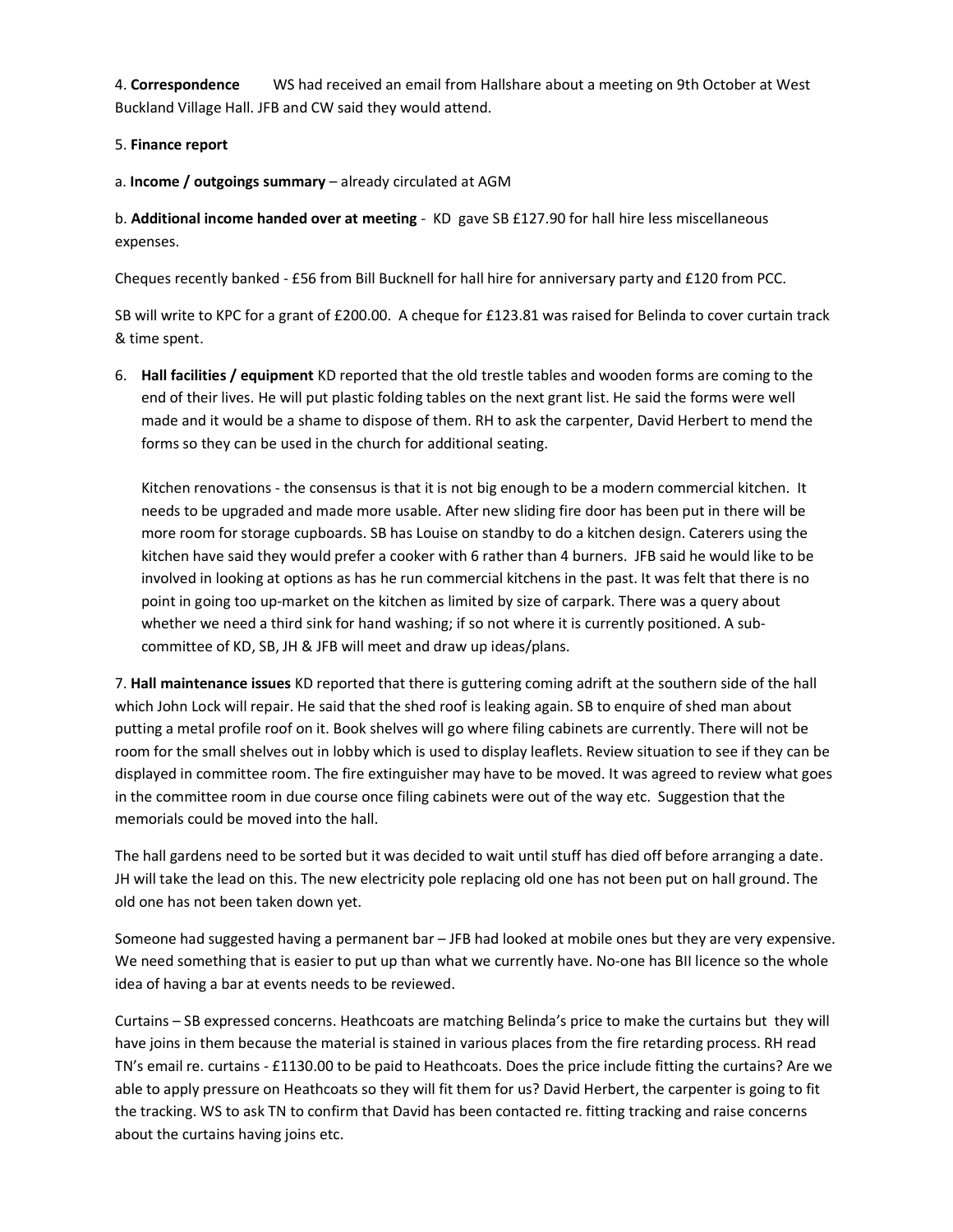4. **Correspondence** WS had received an email from Hallshare about a meeting on 9th October at West Buckland Village Hall. JFB and CW said they would attend.

5. **Finance report**

a. **Income / outgoings summary** – already circulated at AGM

b. **Additional income handed over at meeting** - KD gave SB £127.90 for hall hire less miscellaneous expenses.

Cheques recently banked - £56 from Bill Bucknell for hall hire for anniversary party and £120 from PCC.

SB will write to KPC for a grant of £200.00. A cheque for £123.81 was raised for Belinda to cover curtain track & time spent.

6. **Hall facilities / equipment** KD reported that the old trestle tables and wooden forms are coming to the end of their lives. He will put plastic folding tables on the next grant list. He said the forms were well made and it would be a shame to dispose of them. RH to ask the carpenter, David Herbert to mend the forms so they can be used in the church for additional seating.

   Kitchen renovations - the consensus is that it is not big enough to be a modern commercial kitchen. It needs to be upgraded and made more usable. After new sliding fire door has been put in there will be more room for storage cupboards. SB has Louise on standby to do a kitchen design. Caterers using the kitchen have said they would prefer a cooker with 6 rather than 4 burners. JFB said he would like to be involved in looking at options as has he run commercial kitchens in the past. It was felt that there is no point in going too up-market on the kitchen as limited by size of carpark. There was a query about whether we need a third sink for hand washing; if so not where it is currently positioned. A sub-committee of KD, SB, JH & JFB will meet and draw up ideas/plans.

7. **Hall maintenance issues** KD reported that there is guttering coming adrift at the southern side of the hall which John Lock will repair. He said that the shed roof is leaking again. SB to enquire of shed man about putting a metal profile roof on it. Book shelves will go where filing cabinets are currently. There will not be room for the small shelves out in lobby which is used to display leaflets. Review situation to see if they can be displayed in committee room. The fire extinguisher may have to be moved. It was agreed to review what goes in the committee room in due course once filing cabinets were out of the way etc. Suggestion that the memorials could be moved into the hall.

The hall gardens need to be sorted but it was decided to wait until stuff has died off before arranging a date. JH will take the lead on this. The new electricity pole replacing old one has not been put on hall ground. The old one has not been taken down yet.

Someone had suggested having a permanent bar – JFB had looked at mobile ones but they are very expensive. We need something that is easier to put up than what we currently have. No-one has BII licence so the whole idea of having a bar at events needs to be reviewed.

Curtains – SB expressed concerns. Heathcoats are matching Belinda's price to make the curtains but they will have joins in them because the material is stained in various places from the fire retarding process. RH read TN's email re. curtains - £1130.00 to be paid to Heathcoats. Does the price include fitting the curtains? Are we able to apply pressure on Heathcoats so they will fit them for us? David Herbert, the carpenter is going to fit the tracking. WS to ask TN to confirm that David has been contacted re. fitting tracking and raise concerns about the curtains having joins etc.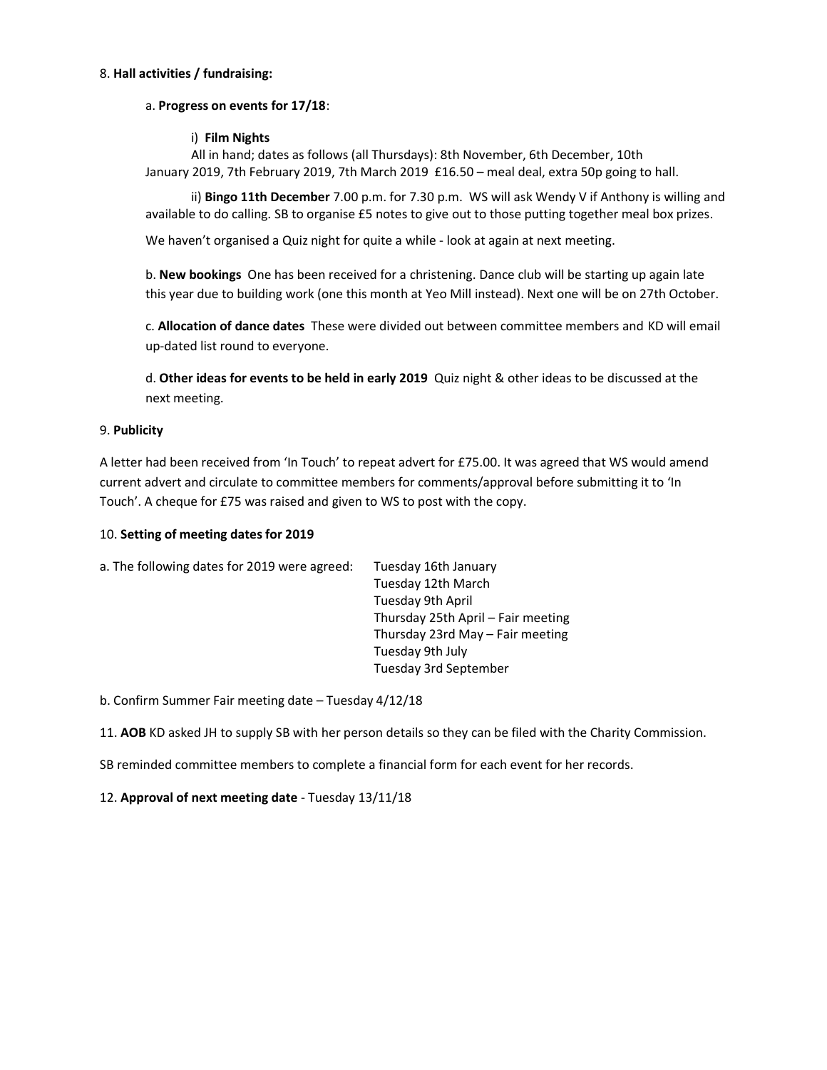8. **Hall activities / fundraising:**

a. **Progress on events for 17/18**:

i) **Film Nights**

All in hand; dates as follows (all Thursdays): 8th November, 6th December, 10th January 2019, 7th February 2019, 7th March 2019 £16.50 – meal deal, extra 50p going to hall.

ii) **Bingo 11th December** 7.00 p.m. for 7.30 p.m. WS will ask Wendy V if Anthony is willing and available to do calling. SB to organise £5 notes to give out to those putting together meal box prizes.

We haven't organised a Quiz night for quite a while - look at again at next meeting.

b. **New bookings** One has been received for a christening. Dance club will be starting up again late this year due to building work (one this month at Yeo Mill instead). Next one will be on 27th October.

c. **Allocation of dance dates** These were divided out between committee members and KD will email up-dated list round to everyone.

d. **Other ideas for events to be held in early 2019** Quiz night & other ideas to be discussed at the next meeting.

9. **Publicity**

A letter had been received from 'In Touch' to repeat advert for £75.00. It was agreed that WS would amend current advert and circulate to committee members for comments/approval before submitting it to 'In Touch'. A cheque for £75 was raised and given to WS to post with the copy.

10. **Setting of meeting dates for 2019**

a. The following dates for 2019 were agreed:

- Tuesday 16th January
- Tuesday 12th March
- Tuesday 9th April
- Thursday 25th April – Fair meeting
- Thursday 23rd May – Fair meeting
- Tuesday 9th July
- Tuesday 3rd September

b. Confirm Summer Fair meeting date – Tuesday 4/12/18

11. **AOB** KD asked JH to supply SB with her person details so they can be filed with the Charity Commission.

SB reminded committee members to complete a financial form for each event for her records.

12. **Approval of next meeting date** - Tuesday 13/11/18